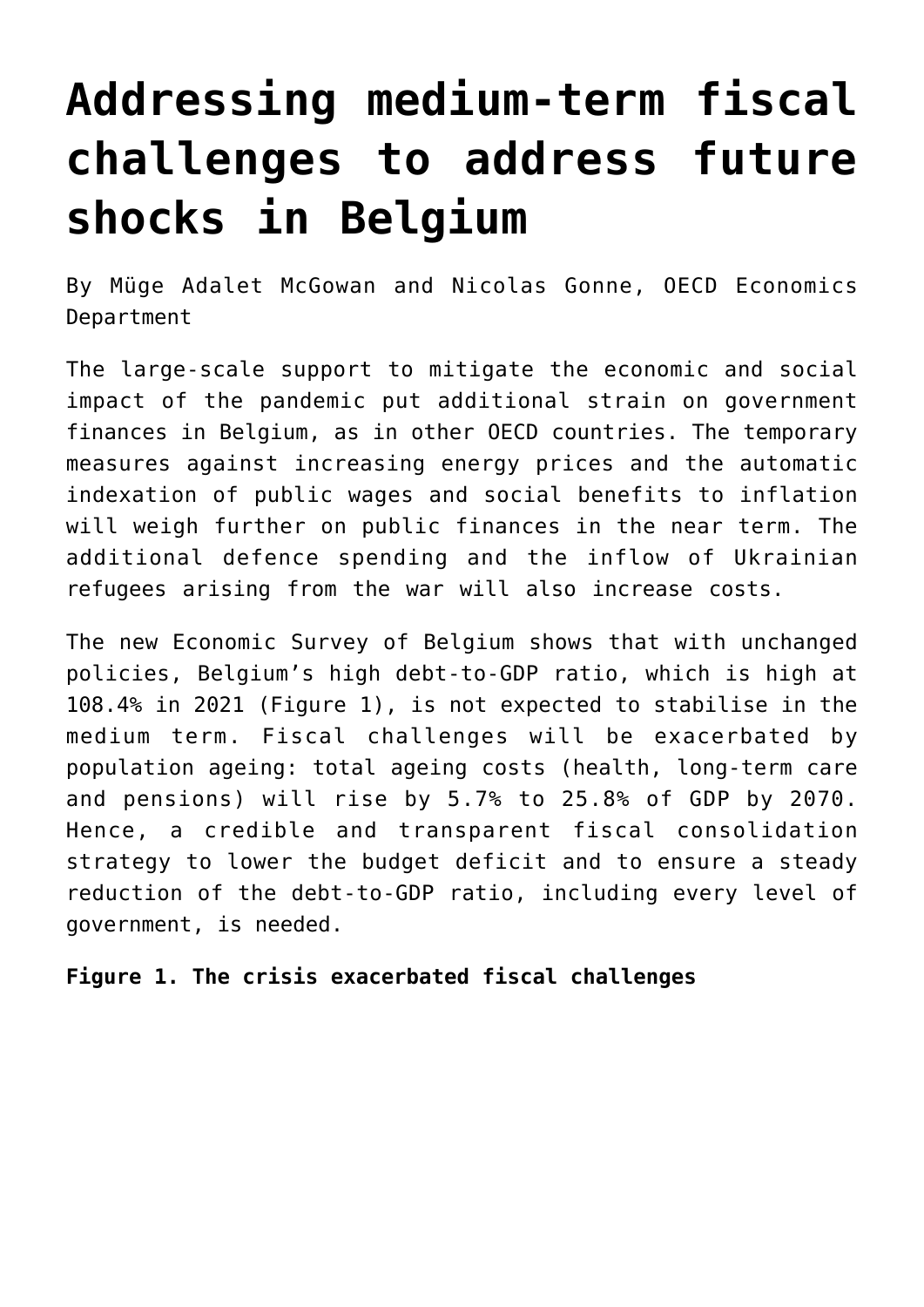# Addressing medium-term fiscal challenges to address future shocks in Belgium

By Müge Adalet McGowan and Nicolas Gonne, OECD Economics Department

The large-scale support to mitigate the economic and social impact of the pandemic put additional strain on government finances in Belgium, as in other OECD countries. The temporary measures against increasing energy prices and the automatic indexation of public wages and social benefits to inflation will weigh further on public finances in the near term. The additional defence spending and the inflow of Ukrainian refugees arising from the war will also increase costs.

The new Economic Survey of Belgium shows that with unchanged policies, Belgium's high debt-to-GDP ratio, which is high at 108.4% in 2021 (Figure 1), is not expected to stabilise in the medium term. Fiscal challenges will be exacerbated by population ageing: total ageing costs (health, long-term care and pensions) will rise by 5.7% to 25.8% of GDP by 2070. Hence, a credible and transparent fiscal consolidation strategy to lower the budget deficit and to ensure a steady reduction of the debt-to-GDP ratio, including every level of government, is needed.

**Figure 1. The crisis exacerbated fiscal challenges**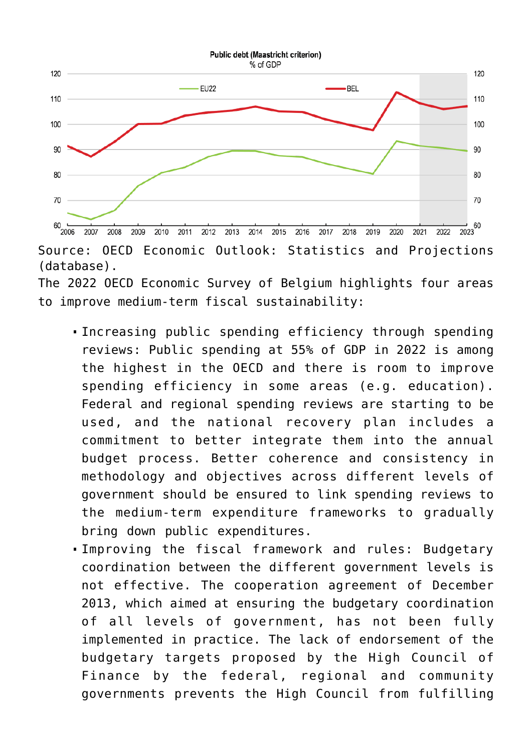Public debt (Maastricht criterion)
% of GDP

Source: OECD Economic Outlook: Statistics and Projections (database).

The 2022 OECD Economic Survey of Belgium highlights four areas to improve medium-term fiscal sustainability:

- Increasing public spending efficiency through spending reviews: Public spending at 55% of GDP in 2022 is among the highest in the OECD and there is room to improve spending efficiency in some areas (e.g. education). Federal and regional spending reviews are starting to be used, and the national recovery plan includes a commitment to better integrate them into the annual budget process. Better coherence and consistency in methodology and objectives across different levels of government should be ensured to link spending reviews to the medium-term expenditure frameworks to gradually bring down public expenditures.
- Improving the fiscal framework and rules: Budgetary coordination between the different government levels is not effective. The cooperation agreement of December 2013, which aimed at ensuring the budgetary coordination of all levels of government, has not been fully implemented in practice. The lack of endorsement of the budgetary targets proposed by the High Council of Finance by the federal, regional and community governments prevents the High Council from fulfilling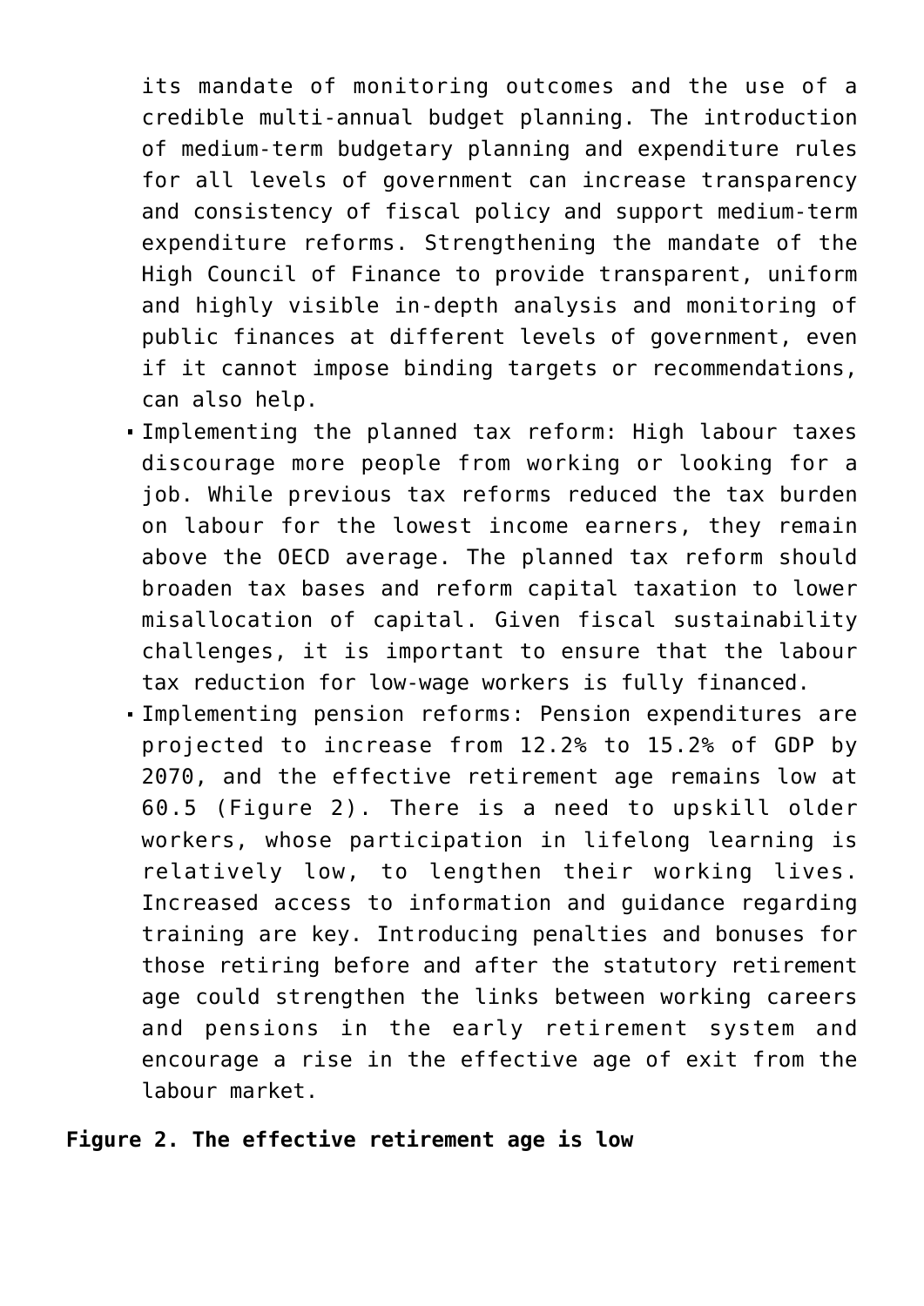its mandate of monitoring outcomes and the use of a credible multi-annual budget planning. The introduction of medium-term budgetary planning and expenditure rules for all levels of government can increase transparency and consistency of fiscal policy and support medium-term expenditure reforms. Strengthening the mandate of the High Council of Finance to provide transparent, uniform and highly visible in-depth analysis and monitoring of public finances at different levels of government, even if it cannot impose binding targets or recommendations, can also help.

- Implementing the planned tax reform: High labour taxes discourage more people from working or looking for a job. While previous tax reforms reduced the tax burden on labour for the lowest income earners, they remain above the OECD average. The planned tax reform should broaden tax bases and reform capital taxation to lower misallocation of capital. Given fiscal sustainability challenges, it is important to ensure that the labour tax reduction for low-wage workers is fully financed.
- Implementing pension reforms: Pension expenditures are projected to increase from 12.2% to 15.2% of GDP by 2070, and the effective retirement age remains low at 60.5 (Figure 2). There is a need to upskill older workers, whose participation in lifelong learning is relatively low, to lengthen their working lives. Increased access to information and guidance regarding training are key. Introducing penalties and bonuses for those retiring before and after the statutory retirement age could strengthen the links between working careers and pensions in the early retirement system and encourage a rise in the effective age of exit from the labour market.

**Figure 2. The effective retirement age is low**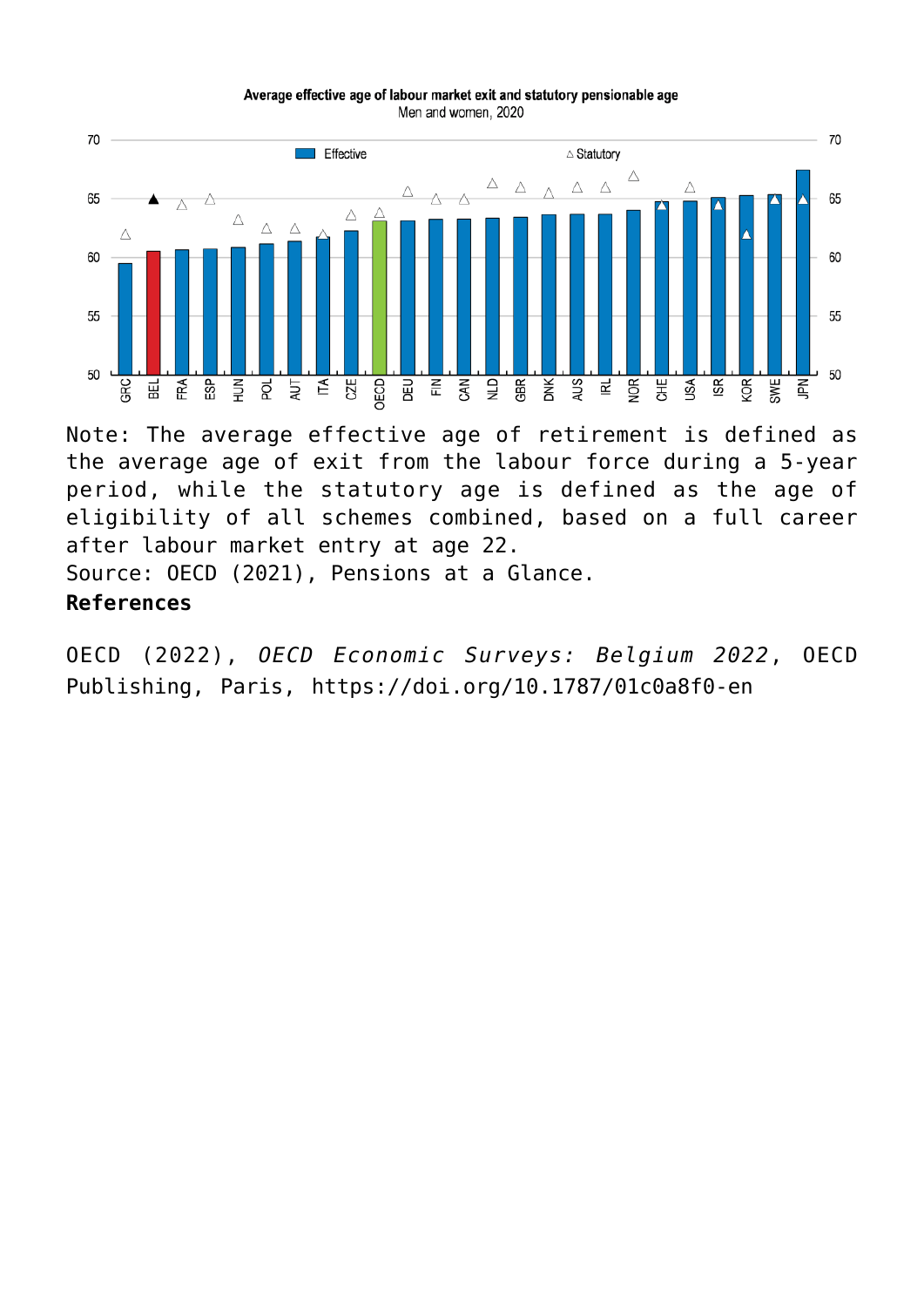Average effective age of labour market exit and statutory pensionable age

Men and women, 2020

70
65
60
55
50

Effective
Statutory

GRC BEL FRA ESP HUN POL AUT ITA CZE OECD DEU FIN CAN NLD GBR DNK AUS IRL NOR CHE USA ISR KOR SWE JPN

Note: The average effective age of retirement is defined as the average age of exit from the labour force during a 5-year period, while the statutory age is defined as the age of eligibility of all schemes combined, based on a full career after labour market entry at age 22.

Source: OECD (2021), Pensions at a Glance.

**References**

OECD (2022), *OECD Economic Surveys: Belgium 2022*, OECD Publishing, Paris, https://doi.org/10.1787/01c0a8f0-en